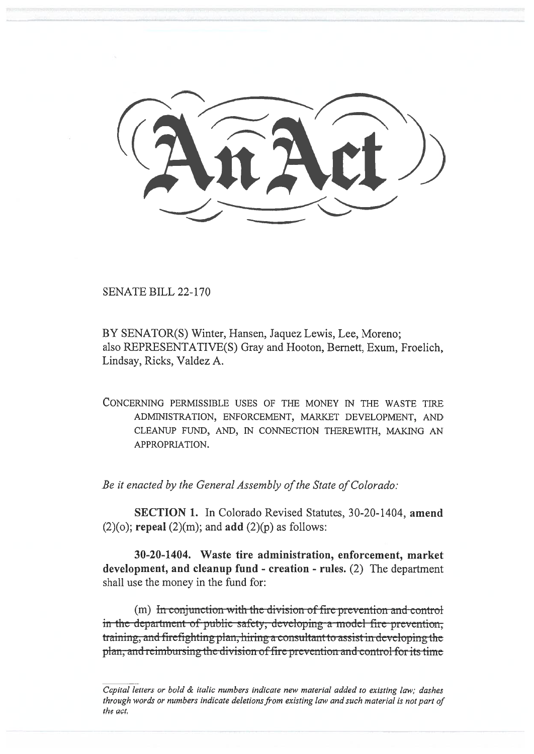# An Act

SENATE BILL 22-170

BY SENATOR(S) Winter, Hansen, Jaquez Lewis, Lee, Moreno;
also REPRESENTATIVE(S) Gray and Hooton, Bernett, Exum, Froelich, Lindsay, Ricks, Valdez A.

CONCERNING PERMISSIBLE USES OF THE MONEY IN THE WASTE TIRE ADMINISTRATION, ENFORCEMENT, MARKET DEVELOPMENT, AND CLEANUP FUND, AND, IN CONNECTION THEREWITH, MAKING AN APPROPRIATION.

*Be it enacted by the General Assembly of the State of Colorado:*

**SECTION 1.** In Colorado Revised Statutes, 30-20-1404, **amend** (2)(o); **repeal** (2)(m); and **add** (2)(p) as follows:

**30-20-1404. Waste tire administration, enforcement, market development, and cleanup fund - creation - rules.** (2) The department shall use the money in the fund for:

(m) ~~In conjunction with the division of fire prevention and control in the department of public safety, developing a model fire prevention, training, and firefighting plan, hiring a consultant to assist in developing the plan, and reimbursing the division of fire prevention and control for its time~~

*Capital letters or bold & italic numbers indicate new material added to existing law; dashes through words or numbers indicate deletions from existing law and such material is not part of the act.*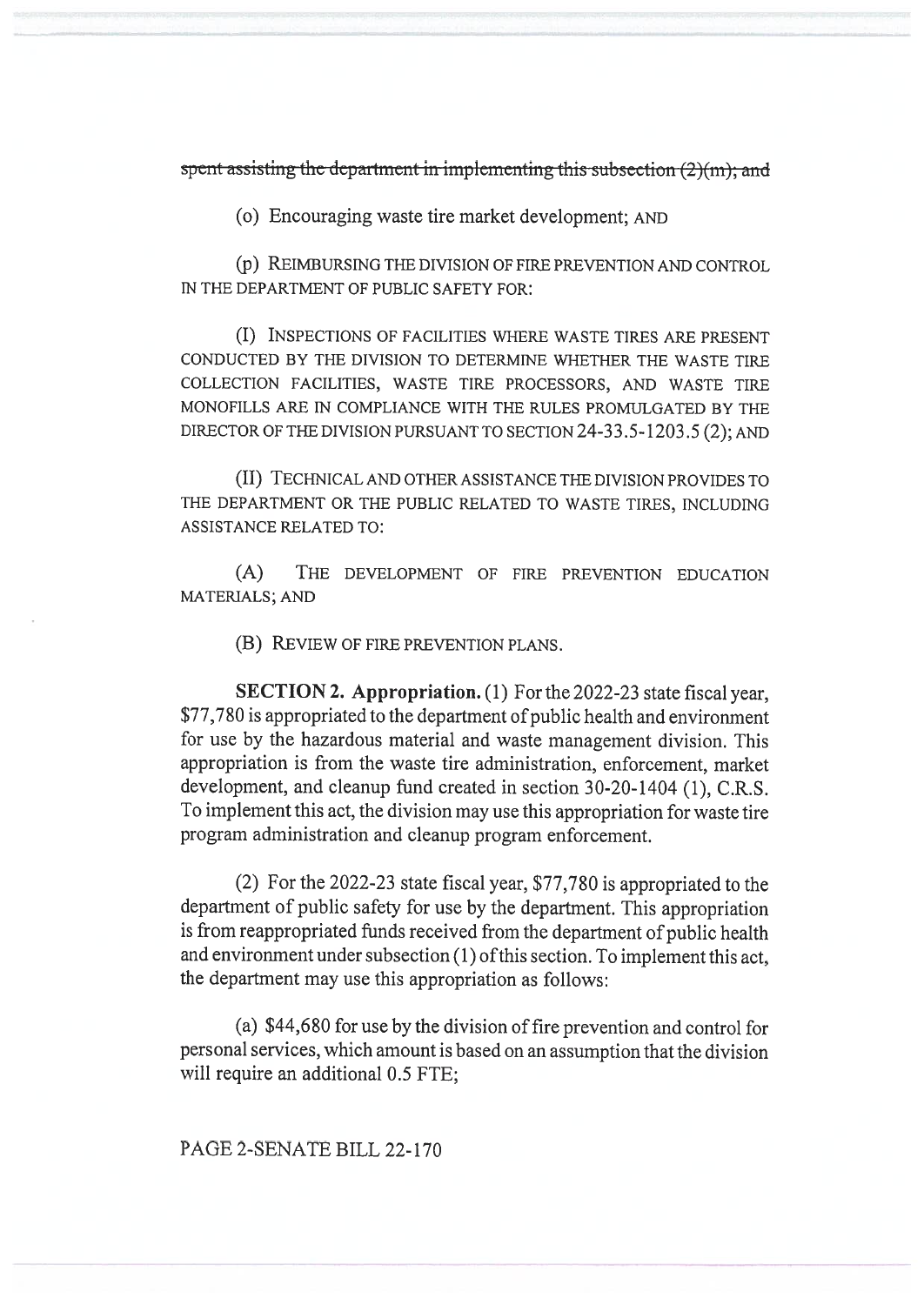~~spent assisting the department in implementing this subsection (2)(m); and~~

(o) Encouraging waste tire market development; AND

(p) REIMBURSING THE DIVISION OF FIRE PREVENTION AND CONTROL IN THE DEPARTMENT OF PUBLIC SAFETY FOR:

(I) INSPECTIONS OF FACILITIES WHERE WASTE TIRES ARE PRESENT CONDUCTED BY THE DIVISION TO DETERMINE WHETHER THE WASTE TIRE COLLECTION FACILITIES, WASTE TIRE PROCESSORS, AND WASTE TIRE MONOFILLS ARE IN COMPLIANCE WITH THE RULES PROMULGATED BY THE DIRECTOR OF THE DIVISION PURSUANT TO SECTION 24-33.5-1203.5 (2); AND

(II) TECHNICAL AND OTHER ASSISTANCE THE DIVISION PROVIDES TO THE DEPARTMENT OR THE PUBLIC RELATED TO WASTE TIRES, INCLUDING ASSISTANCE RELATED TO:

(A) THE DEVELOPMENT OF FIRE PREVENTION EDUCATION MATERIALS; AND

(B) REVIEW OF FIRE PREVENTION PLANS.

**SECTION 2. Appropriation.** (1) For the 2022-23 state fiscal year, $77,780 is appropriated to the department of public health and environment for use by the hazardous material and waste management division. This appropriation is from the waste tire administration, enforcement, market development, and cleanup fund created in section 30-20-1404 (1), C.R.S. To implement this act, the division may use this appropriation for waste tire program administration and cleanup program enforcement.

(2) For the 2022-23 state fiscal year, $77,780 is appropriated to the department of public safety for use by the department. This appropriation is from reappropriated funds received from the department of public health and environment under subsection (1) of this section. To implement this act, the department may use this appropriation as follows:

(a) $44,680 for use by the division of fire prevention and control for personal services, which amount is based on an assumption that the division will require an additional 0.5 FTE;

PAGE 2-SENATE BILL 22-170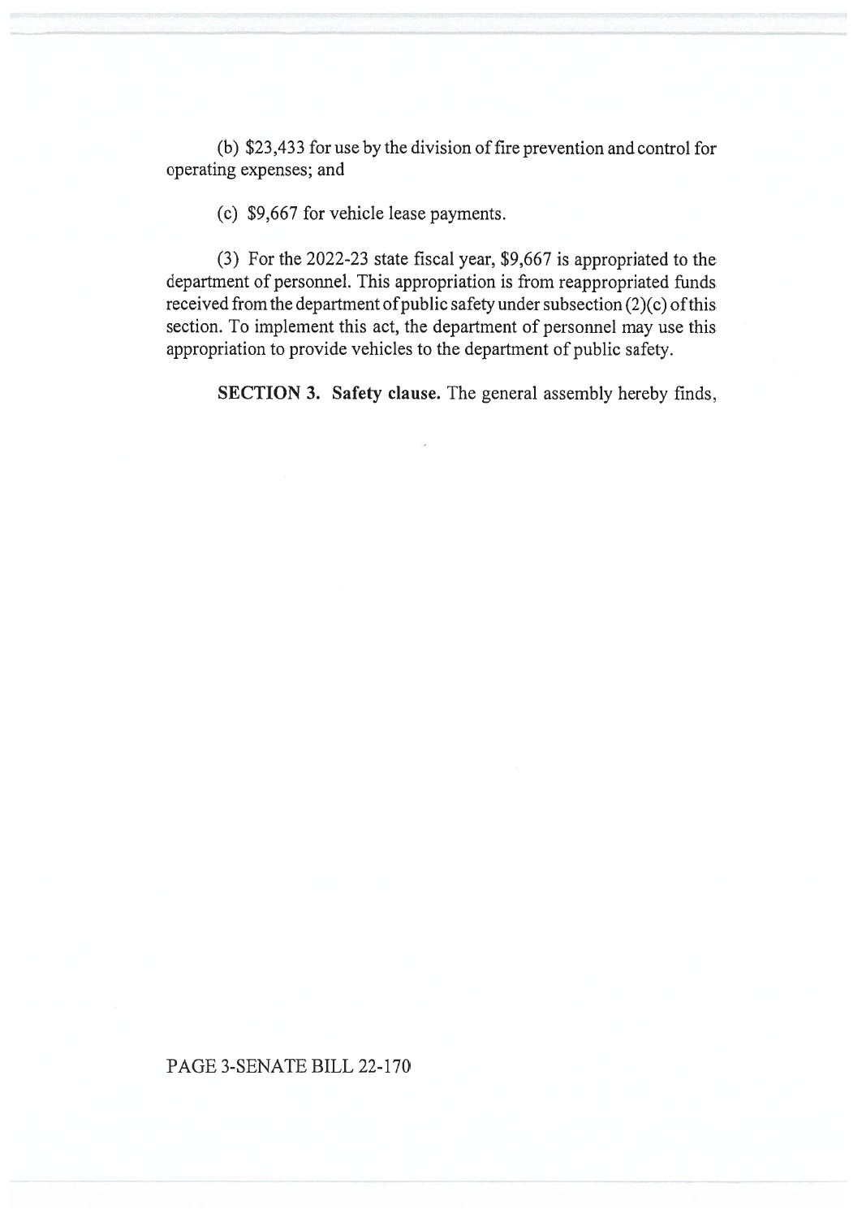(b) $23,433 for use by the division of fire prevention and control for operating expenses; and

(c) $9,667 for vehicle lease payments.

(3) For the 2022-23 state fiscal year, $9,667 is appropriated to the department of personnel. This appropriation is from reappropriated funds received from the department of public safety under subsection (2)(c) of this section. To implement this act, the department of personnel may use this appropriation to provide vehicles to the department of public safety.

**SECTION 3. Safety clause.** The general assembly hereby finds,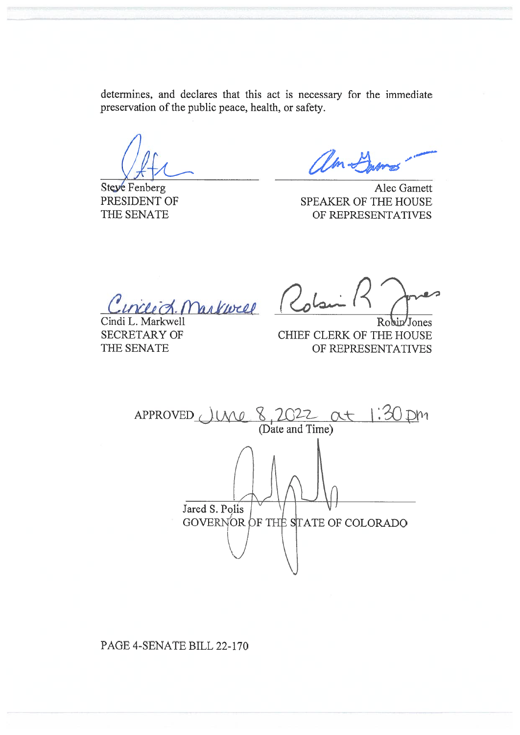determines, and declares that this act is necessary for the immediate preservation of the public peace, health, or safety.

| | |
|---|---|
| Steve Fenberg<br>PRESIDENT OF<br>THE SENATE | Alec Garnett<br>SPEAKER OF THE HOUSE<br>OF REPRESENTATIVES |
| Cindi L. Markwell<br>SECRETARY OF<br>THE SENATE | Robin Jones<br>CHIEF CLERK OF THE HOUSE<br>OF REPRESENTATIVES |

APPROVED June 8, 2022 at 1:30 pm
(Date and Time)

Jared S. Polis
GOVERNOR OF THE STATE OF COLORADO

PAGE 4-SENATE BILL 22-170